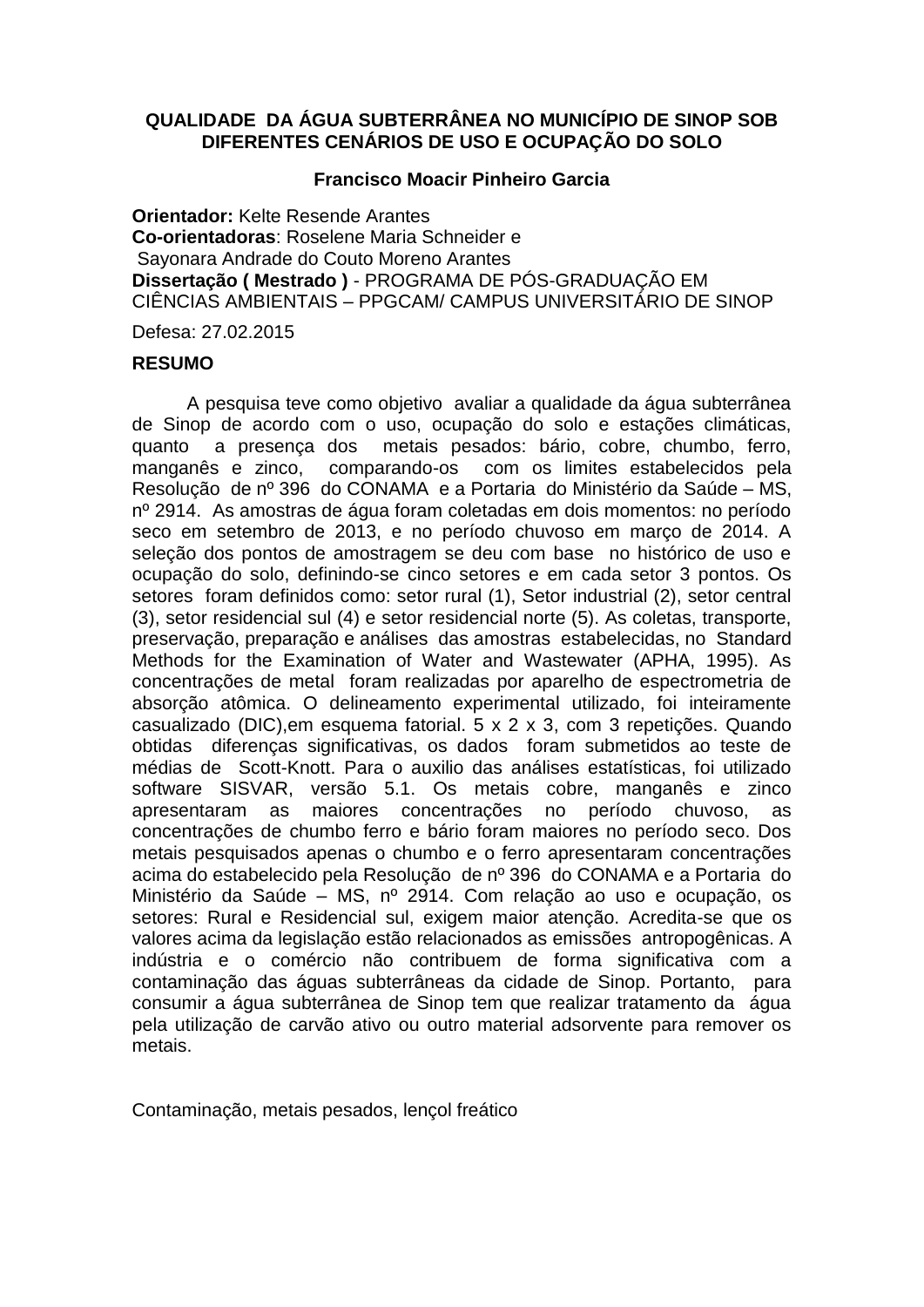# QUALIDADE DA ÁGUA SUBTERRÂNEA NO MUNICÍPIO DE SINOP SOB DIFERENTES CENÁRIOS DE USO E OCUPAÇÃO DO SOLO

**Francisco Moacir Pinheiro Garcia**

**Orientador:** Kelte Resende Arantes
**Co-orientadoras**: Roselene Maria Schneider e
Sayonara Andrade do Couto Moreno Arantes
**Dissertação ( Mestrado )** - PROGRAMA DE PÓS-GRADUAÇÃO EM CIÊNCIAS AMBIENTAIS – PPGCAM/ CAMPUS UNIVERSITÁRIO DE SINOP

Defesa: 27.02.2015

## RESUMO

A pesquisa teve como objetivo avaliar a qualidade da água subterrânea de Sinop de acordo com o uso, ocupação do solo e estações climáticas, quanto a presença dos metais pesados: bário, cobre, chumbo, ferro, manganês e zinco, comparando-os com os limites estabelecidos pela Resolução de nº 396 do CONAMA e a Portaria do Ministério da Saúde – MS, nº 2914. As amostras de água foram coletadas em dois momentos: no período seco em setembro de 2013, e no período chuvoso em março de 2014. A seleção dos pontos de amostragem se deu com base no histórico de uso e ocupação do solo, definindo-se cinco setores e em cada setor 3 pontos. Os setores foram definidos como: setor rural (1), Setor industrial (2), setor central (3), setor residencial sul (4) e setor residencial norte (5). As coletas, transporte, preservação, preparação e análises das amostras estabelecidas, no Standard Methods for the Examination of Water and Wastewater (APHA, 1995). As concentrações de metal foram realizadas por aparelho de espectrometria de absorção atômica. O delineamento experimental utilizado, foi inteiramente casualizado (DIC),em esquema fatorial. 5 x 2 x 3, com 3 repetições. Quando obtidas diferenças significativas, os dados foram submetidos ao teste de médias de Scott-Knott. Para o auxilio das análises estatísticas, foi utilizado software SISVAR, versão 5.1. Os metais cobre, manganês e zinco apresentaram as maiores concentrações no período chuvoso, as concentrações de chumbo ferro e bário foram maiores no período seco. Dos metais pesquisados apenas o chumbo e o ferro apresentaram concentrações acima do estabelecido pela Resolução de nº 396 do CONAMA e a Portaria do Ministério da Saúde – MS, nº 2914. Com relação ao uso e ocupação, os setores: Rural e Residencial sul, exigem maior atenção. Acredita-se que os valores acima da legislação estão relacionados as emissões antropogênicas. A indústria e o comércio não contribuem de forma significativa com a contaminação das águas subterrâneas da cidade de Sinop. Portanto, para consumir a água subterrânea de Sinop tem que realizar tratamento da água pela utilização de carvão ativo ou outro material adsorvente para remover os metais.

Contaminação, metais pesados, lençol freático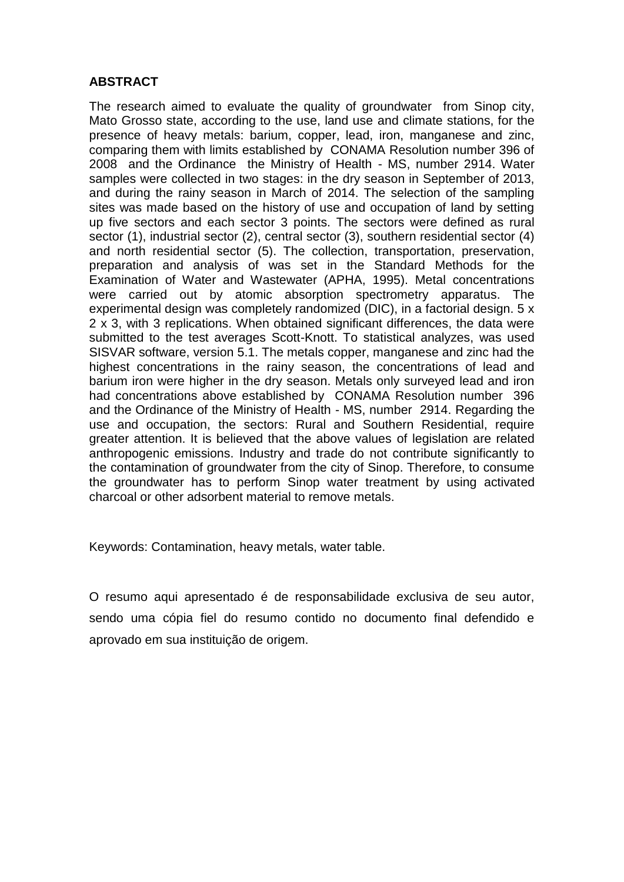**ABSTRACT**

The research aimed to evaluate the quality of groundwater from Sinop city, Mato Grosso state, according to the use, land use and climate stations, for the presence of heavy metals: barium, copper, lead, iron, manganese and zinc, comparing them with limits established by CONAMA Resolution number 396 of 2008 and the Ordinance the Ministry of Health - MS, number 2914. Water samples were collected in two stages: in the dry season in September of 2013, and during the rainy season in March of 2014. The selection of the sampling sites was made based on the history of use and occupation of land by setting up five sectors and each sector 3 points. The sectors were defined as rural sector (1), industrial sector (2), central sector (3), southern residential sector (4) and north residential sector (5). The collection, transportation, preservation, preparation and analysis of was set in the Standard Methods for the Examination of Water and Wastewater (APHA, 1995). Metal concentrations were carried out by atomic absorption spectrometry apparatus. The experimental design was completely randomized (DIC), in a factorial design. 5 x 2 x 3, with 3 replications. When obtained significant differences, the data were submitted to the test averages Scott-Knott. To statistical analyzes, was used SISVAR software, version 5.1. The metals copper, manganese and zinc had the highest concentrations in the rainy season, the concentrations of lead and barium iron were higher in the dry season. Metals only surveyed lead and iron had concentrations above established by CONAMA Resolution number 396 and the Ordinance of the Ministry of Health - MS, number 2914. Regarding the use and occupation, the sectors: Rural and Southern Residential, require greater attention. It is believed that the above values of legislation are related anthropogenic emissions. Industry and trade do not contribute significantly to the contamination of groundwater from the city of Sinop. Therefore, to consume the groundwater has to perform Sinop water treatment by using activated charcoal or other adsorbent material to remove metals.

Keywords: Contamination, heavy metals, water table.

O resumo aqui apresentado é de responsabilidade exclusiva de seu autor, sendo uma cópia fiel do resumo contido no documento final defendido e aprovado em sua instituição de origem.